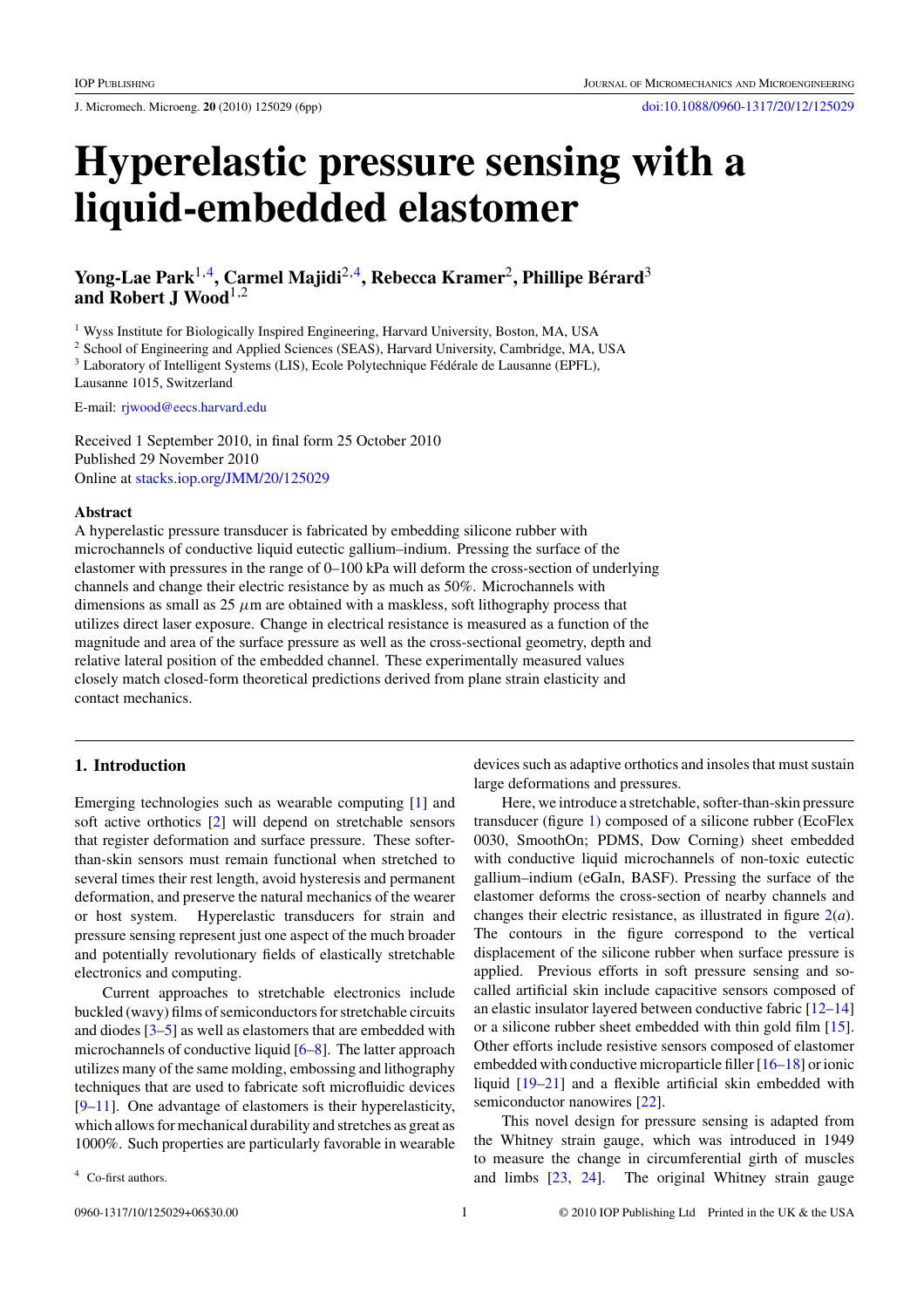# Hyperelastic pressure sensing with a liquid-embedded elastomer

**Yong-Lae Park[1,4], Carmel Majidi[2,4], Rebecca Kramer[2], Phillipe Bérard[3] and Robert J Wood[1,2]**

[1] Wyss Institute for Biologically Inspired Engineering, Harvard University, Boston, MA, USA
[2] School of Engineering and Applied Sciences (SEAS), Harvard University, Cambridge, MA, USA
[3] Laboratory of Intelligent Systems (LIS), Ecole Polytechnique Fédérale de Lausanne (EPFL), Lausanne 1015, Switzerland

E-mail: rjwood@eecs.harvard.edu

Received 1 September 2010, in final form 25 October 2010
Published 29 November 2010
Online at stacks.iop.org/JMM/20/125029

## Abstract

A hyperelastic pressure transducer is fabricated by embedding silicone rubber with microchannels of conductive liquid eutectic gallium–indium. Pressing the surface of the elastomer with pressures in the range of 0–100 kPa will deform the cross-section of underlying channels and change their electric resistance by as much as 50%. Microchannels with dimensions as small as 25 $\mu$m are obtained with a maskless, soft lithography process that utilizes direct laser exposure. Change in electrical resistance is measured as a function of the magnitude and area of the surface pressure as well as the cross-sectional geometry, depth and relative lateral position of the embedded channel. These experimentally measured values closely match closed-form theoretical predictions derived from plane strain elasticity and contact mechanics.

## 1. Introduction

Emerging technologies such as wearable computing [1] and soft active orthotics [2] will depend on stretchable sensors that register deformation and surface pressure. These softer-than-skin sensors must remain functional when stretched to several times their rest length, avoid hysteresis and permanent deformation, and preserve the natural mechanics of the wearer or host system. Hyperelastic transducers for strain and pressure sensing represent just one aspect of the much broader and potentially revolutionary fields of elastically stretchable electronics and computing.

Current approaches to stretchable electronics include buckled (wavy) films of semiconductors for stretchable circuits and diodes [3–5] as well as elastomers that are embedded with microchannels of conductive liquid [6–8]. The latter approach utilizes many of the same molding, embossing and lithography techniques that are used to fabricate soft microfluidic devices [9–11]. One advantage of elastomers is their hyperelasticity, which allows for mechanical durability and stretches as great as 1000%. Such properties are particularly favorable in wearable devices such as adaptive orthotics and insoles that must sustain large deformations and pressures.

Here, we introduce a stretchable, softer-than-skin pressure transducer (figure 1) composed of a silicone rubber (EcoFlex 0030, SmoothOn; PDMS, Dow Corning) sheet embedded with conductive liquid microchannels of non-toxic eutectic gallium–indium (eGaIn, BASF). Pressing the surface of the elastomer deforms the cross-section of nearby channels and changes their electric resistance, as illustrated in figure 2(*a*). The contours in the figure correspond to the vertical displacement of the silicone rubber when surface pressure is applied. Previous efforts in soft pressure sensing and so-called artificial skin include capacitive sensors composed of an elastic insulator layered between conductive fabric [12–14] or a silicone rubber sheet embedded with thin gold film [15]. Other efforts include resistive sensors composed of elastomer embedded with conductive microparticle filler [16–18] or ionic liquid [19–21] and a flexible artificial skin embedded with semiconductor nanowires [22].

This novel design for pressure sensing is adapted from the Whitney strain gauge, which was introduced in 1949 to measure the change in circumferential girth of muscles and limbs [23, 24]. The original Whitney strain gauge

[4] Co-first authors.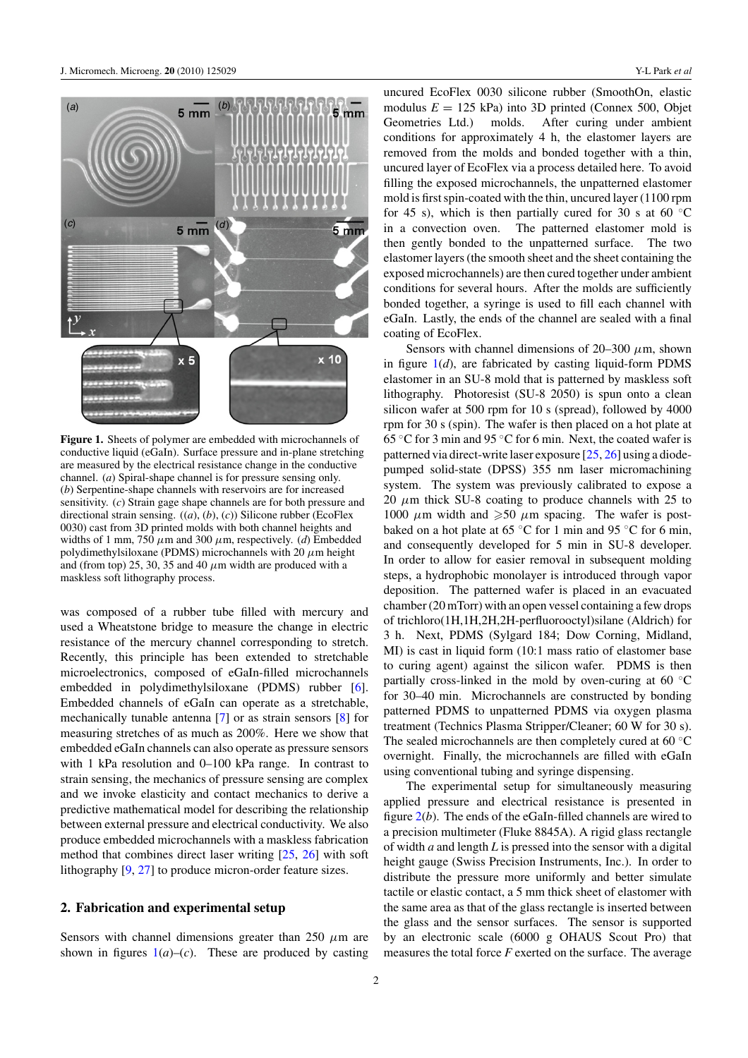**Figure 1.** Sheets of polymer are embedded with microchannels of conductive liquid (eGaIn). Surface pressure and in-plane stretching are measured by the electrical resistance change in the conductive channel. (*a*) Spiral-shape channel is for pressure sensing only. (*b*) Serpentine-shape channels with reservoirs are for increased sensitivity. (*c*) Strain gage shape channels are for both pressure and directional strain sensing. ((*a*), (*b*), (*c*)) Silicone rubber (EcoFlex 0030) cast from 3D printed molds with both channel heights and widths of 1 mm, 750 $\mu$m and 300 $\mu$m, respectively. (*d*) Embedded polydimethylsiloxane (PDMS) microchannels with 20 $\mu$m height and (from top) 25, 30, 35 and 40 $\mu$m width are produced with a maskless soft lithography process.

was composed of a rubber tube filled with mercury and used a Wheatstone bridge to measure the change in electric resistance of the mercury channel corresponding to stretch. Recently, this principle has been extended to stretchable microelectronics, composed of eGaIn-filled microchannels embedded in polydimethylsiloxane (PDMS) rubber [6]. Embedded channels of eGaIn can operate as a stretchable, mechanically tunable antenna [7] or as strain sensors [8] for measuring stretches of as much as 200%. Here we show that embedded eGaIn channels can also operate as pressure sensors with 1 kPa resolution and 0–100 kPa range. In contrast to strain sensing, the mechanics of pressure sensing are complex and we invoke elasticity and contact mechanics to derive a predictive mathematical model for describing the relationship between external pressure and electrical conductivity. We also produce embedded microchannels with a maskless fabrication method that combines direct laser writing [25, 26] with soft lithography [9, 27] to produce micron-order feature sizes.

## 2. Fabrication and experimental setup

Sensors with channel dimensions greater than 250 $\mu$m are shown in figures 1(*a*)–(*c*). These are produced by casting uncured EcoFlex 0030 silicone rubber (SmoothOn, elastic modulus $E = 125$ kPa) into 3D printed (Connex 500, Objet Geometries Ltd.) molds. After curing under ambient conditions for approximately 4 h, the elastomer layers are removed from the molds and bonded together with a thin, uncured layer of EcoFlex via a process detailed here. To avoid filling the exposed microchannels, the unpatterned elastomer mold is first spin-coated with the thin, uncured layer (1100 rpm for 45 s), which is then partially cured for 30 s at 60 °C in a convection oven. The patterned elastomer mold is then gently bonded to the unpatterned surface. The two elastomer layers (the smooth sheet and the sheet containing the exposed microchannels) are then cured together under ambient conditions for several hours. After the molds are sufficiently bonded together, a syringe is used to fill each channel with eGaIn. Lastly, the ends of the channel are sealed with a final coating of EcoFlex.

Sensors with channel dimensions of 20–300 $\mu$m, shown in figure 1(*d*), are fabricated by casting liquid-form PDMS elastomer in an SU-8 mold that is patterned by maskless soft lithography. Photoresist (SU-8 2050) is spun onto a clean silicon wafer at 500 rpm for 10 s (spread), followed by 4000 rpm for 30 s (spin). The wafer is then placed on a hot plate at 65 °C for 3 min and 95 °C for 6 min. Next, the coated wafer is patterned via direct-write laser exposure [25, 26] using a diode-pumped solid-state (DPSS) 355 nm laser micromachining system. The system was previously calibrated to expose a 20 $\mu$m thick SU-8 coating to produce channels with 25 to 1000 $\mu$m width and $\geqslant$50 $\mu$m spacing. The wafer is post-baked on a hot plate at 65 °C for 1 min and 95 °C for 6 min, and consequently developed for 5 min in SU-8 developer. In order to allow for easier removal in subsequent molding steps, a hydrophobic monolayer is introduced through vapor deposition. The patterned wafer is placed in an evacuated chamber (20 mTorr) with an open vessel containing a few drops of trichloro(1H,1H,2H,2H-perfluorooctyl)silane (Aldrich) for 3 h. Next, PDMS (Sylgard 184; Dow Corning, Midland, MI) is cast in liquid form (10:1 mass ratio of elastomer base to curing agent) against the silicon wafer. PDMS is then partially cross-linked in the mold by oven-curing at 60 °C for 30–40 min. Microchannels are constructed by bonding patterned PDMS to unpatterned PDMS via oxygen plasma treatment (Technics Plasma Stripper/Cleaner; 60 W for 30 s). The sealed microchannels are then completely cured at 60 °C overnight. Finally, the microchannels are filled with eGaIn using conventional tubing and syringe dispensing.

The experimental setup for simultaneously measuring applied pressure and electrical resistance is presented in figure 2(*b*). The ends of the eGaIn-filled channels are wired to a precision multimeter (Fluke 8845A). A rigid glass rectangle of width $a$ and length $L$ is pressed into the sensor with a digital height gauge (Swiss Precision Instruments, Inc.). In order to distribute the pressure more uniformly and better simulate tactile or elastomer contact, a 5 mm thick sheet of elastomer with the same area as that of the glass rectangle is inserted between the glass and the sensor surfaces. The sensor is supported by an electronic scale (6000 g OHAUS Scout Pro) that measures the total force $F$ exerted on the surface. The average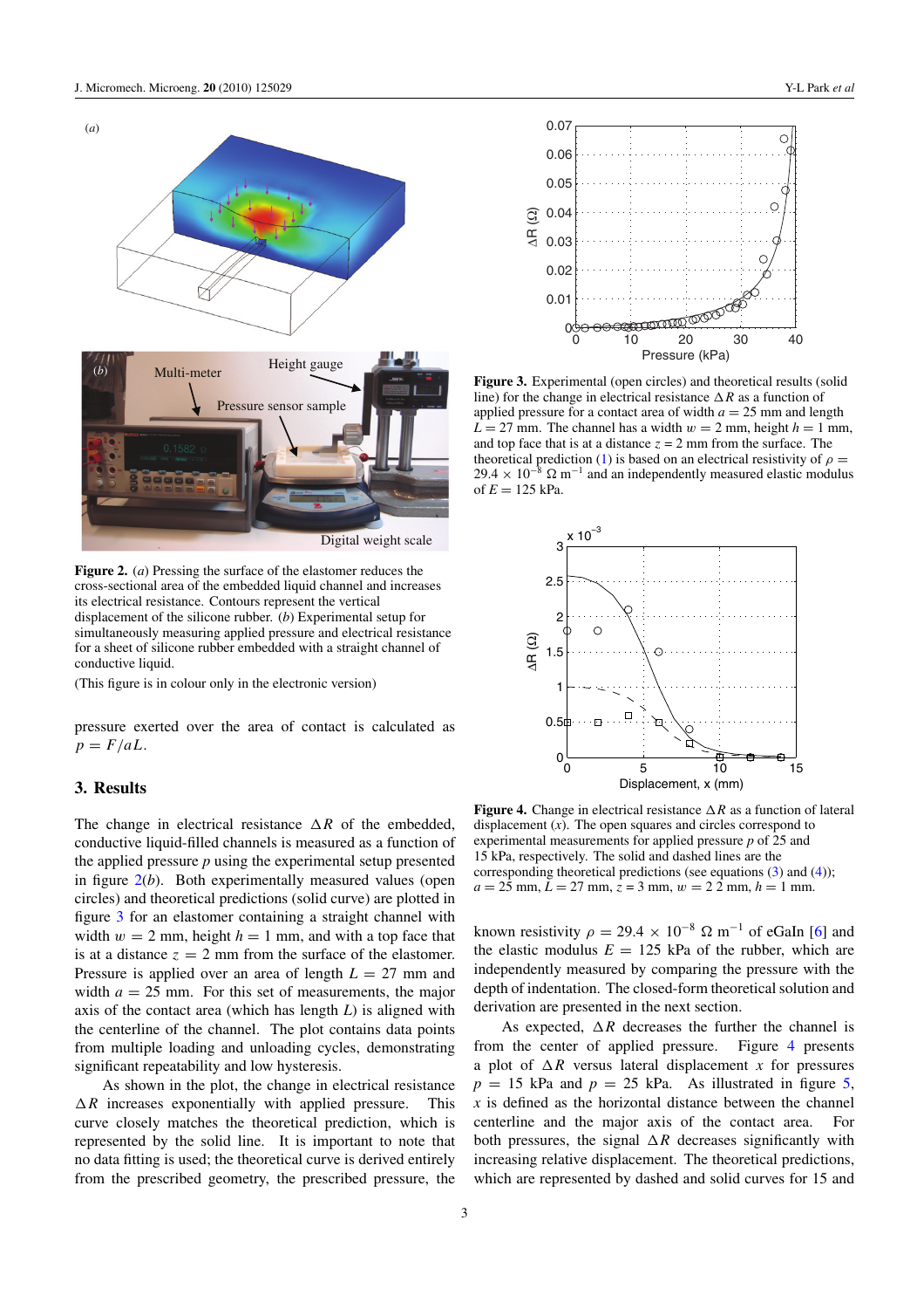**Figure 2.** (*a*) Pressing the surface of the elastomer reduces the cross-sectional area of the embedded liquid channel and increases its electrical resistance. Contours represent the vertical displacement of the silicone rubber. (*b*) Experimental setup for simultaneously measuring applied pressure and electrical resistance for a sheet of silicone rubber embedded with a straight channel of conductive liquid.

(This figure is in colour only in the electronic version)

pressure exerted over the area of contact is calculated as $p = F/aL$.

## 3. Results

The change in electrical resistance $\Delta R$ of the embedded, conductive liquid-filled channels is measured as a function of the applied pressure $p$ using the experimental setup presented in figure 2(*b*). Both experimentally measured values (open circles) and theoretical predictions (solid curve) are plotted in figure 3 for an elastomer containing a straight channel with width $w = 2$ mm, height $h = 1$ mm, and with a top face that is at a distance $z = 2$ mm from the surface of the elastomer. Pressure is applied over an area of length $L = 27$ mm and width $a = 25$ mm. For this set of measurements, the major axis of the contact area (which has length $L$) is aligned with the centerline of the channel. The plot contains data points from multiple loading and unloading cycles, demonstrating significant repeatability and low hysteresis.

As shown in the plot, the change in electrical resistance $\Delta R$ increases exponentially with applied pressure. This curve closely matches the theoretical prediction, which is represented by the solid line. It is important to note that no data fitting is used; the theoretical curve is derived entirely from the prescribed geometry, the prescribed pressure, the known resistivity $\rho = 29.4 \times 10^{-8}\ \Omega\ \mathrm{m}^{-1}$ of eGaIn [6] and the elastic modulus $E = 125$ kPa of the rubber, which are independently measured by comparing the pressure with the depth of indentation. The closed-form theoretical solution and derivation are presented in the next section.

**Figure 3.** Experimental (open circles) and theoretical results (solid line) for the change in electrical resistance $\Delta R$ as a function of applied pressure for a contact area of width $a = 25$ mm and length $L = 27$ mm. The channel has a width $w = 2$ mm, height $h = 1$ mm, and top face that is at a distance $z = 2$ mm from the surface. The theoretical prediction (1) is based on an electrical resistivity of $\rho = 29.4 \times 10^{-8}\ \Omega\ \mathrm{m}^{-1}$ and an independently measured elastic modulus of $E = 125$ kPa.

**Figure 4.** Change in electrical resistance $\Delta R$ as a function of lateral displacement ($x$). The open squares and circles correspond to experimental measurements for applied pressure $p$ of 25 and 15 kPa, respectively. The solid and dashed lines are the corresponding theoretical predictions (see equations (3) and (4)); $a = 25$ mm, $L = 27$ mm, $z = 3$ mm, $w = 2$ 2 mm, $h = 1$ mm.

As expected, $\Delta R$ decreases the further the channel is from the center of applied pressure. Figure 4 presents a plot of $\Delta R$ versus lateral displacement $x$ for pressures $p = 15$ kPa and $p = 25$ kPa. As illustrated in figure 5, $x$ is defined as the horizontal distance between the channel centerline and the major axis of the contact area. For both pressures, the signal $\Delta R$ decreases significantly with increasing relative displacement. The theoretical predictions, which are represented by dashed and solid curves for 15 and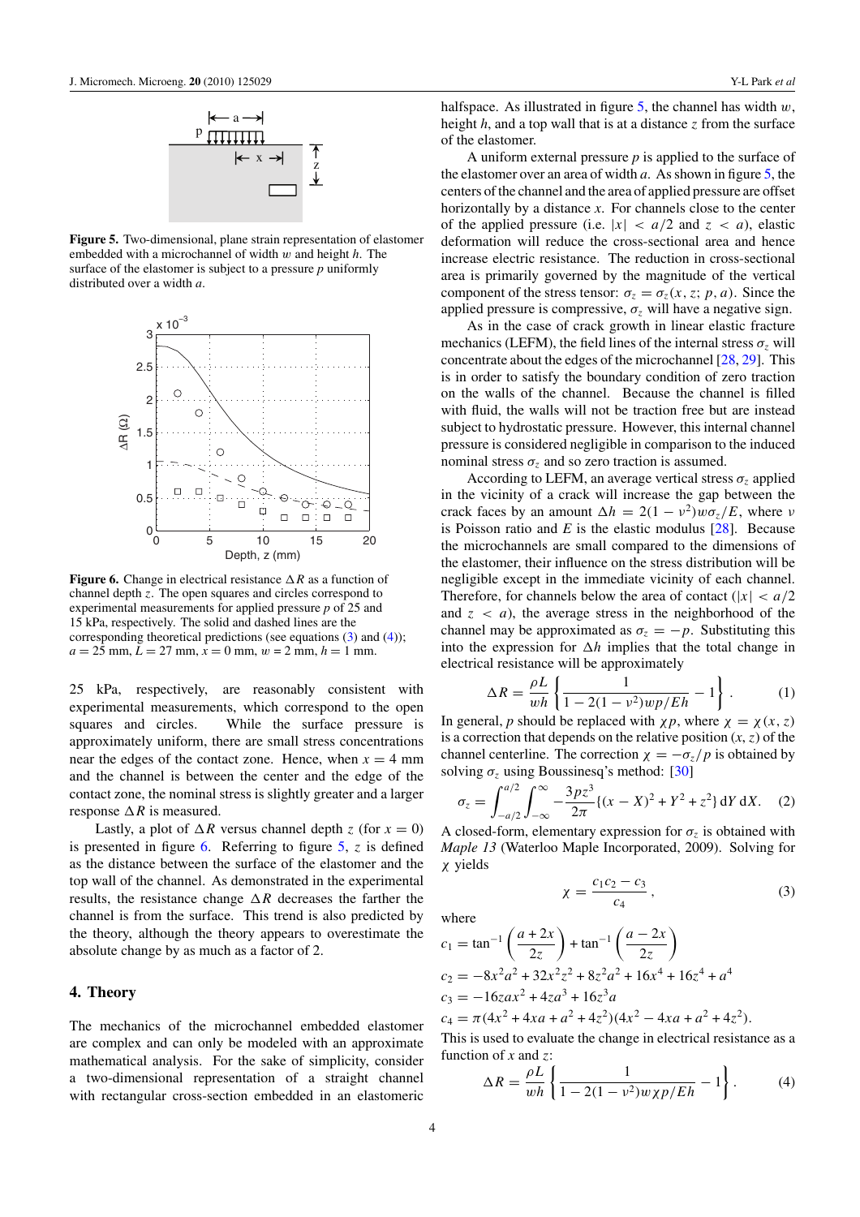**Figure 5.** Two-dimensional, plane strain representation of elastomer embedded with a microchannel of width $w$ and height $h$. The surface of the elastomer is subject to a pressure $p$ uniformly distributed over a width $a$.

**Figure 6.** Change in electrical resistance $\Delta R$ as a function of channel depth $z$. The open squares and circles correspond to experimental measurements for applied pressure $p$ of 25 and 15 kPa, respectively. The solid and dashed lines are the corresponding theoretical predictions (see equations (3) and (4)); $a = 25$ mm, $L = 27$ mm, $x = 0$ mm, $w = 2$ mm, $h = 1$ mm.

25 kPa, respectively, are reasonably consistent with experimental measurements, which correspond to the open squares and circles. While the surface pressure is approximately uniform, there are small stress concentrations near the edges of the contact zone. Hence, when $x = 4$ mm and the channel is between the center and the edge of the contact zone, the nominal stress is slightly greater and a larger response $\Delta R$ is measured.

Lastly, a plot of $\Delta R$ versus channel depth $z$ (for $x = 0$) is presented in figure 6. Referring to figure 5, $z$ is defined as the distance between the surface of the elastomer and the top wall of the channel. As demonstrated in the experimental results, the resistance change $\Delta R$ decreases the farther the channel is from the surface. This trend is also predicted by the theory, although the theory appears to overestimate the absolute change by as much as a factor of 2.

## 4. Theory

The mechanics of the microchannel embedded elastomer are complex and can only be modeled with an approximate mathematical analysis. For the sake of simplicity, consider a two-dimensional representation of a straight channel with rectangular cross-section embedded in an elastomeric halfspace. As illustrated in figure 5, the channel has width $w$, height $h$, and a top wall that is at a distance $z$ from the surface of the elastomer.

A uniform external pressure $p$ is applied to the surface of the elastomer over an area of width $a$. As shown in figure 5, the centers of the channel and the area of applied pressure are offset horizontally by a distance $x$. For channels close to the center of the applied pressure (i.e. $|x| < a/2$ and $z < a$), elastic deformation will reduce the cross-sectional area and hence increase electric resistance. The reduction in cross-sectional area is primarily governed by the magnitude of the vertical component of the stress tensor: $\sigma_z = \sigma_z(x, z; p, a)$. Since the applied pressure is compressive, $\sigma_z$ will have a negative sign.

As in the case of crack growth in linear elastic fracture mechanics (LEFM), the field lines of the internal stress $\sigma_z$ will concentrate about the edges of the microchannel [28, 29]. This is in order to satisfy the boundary condition of zero traction on the walls of the channel. Because the channel is filled with fluid, the walls will not be traction free but are instead subject to hydrostatic pressure. However, this internal channel pressure is considered negligible in comparison to the induced nominal stress $\sigma_z$ and so zero traction is assumed.

According to LEFM, an average vertical stress $\sigma_z$ applied in the vicinity of a crack will increase the gap between the crack faces by an amount $\Delta h = 2(1 - \nu^2)w\sigma_z/E$, where $\nu$ is Poisson ratio and $E$ is the elastic modulus [28]. Because the microchannels are small compared to the dimensions of the elastomer, their influence on the stress distribution will be negligible except in the immediate vicinity of each channel. Therefore, for channels below the area of contact ($|x| < a/2$ and $z < a$), the average stress in the neighborhood of the channel may be approximated as $\sigma_z = -p$. Substituting this into the expression for $\Delta h$ implies that the total change in electrical resistance will be approximately

$$\Delta R = \frac{\rho L}{wh}\left\{\frac{1}{1 - 2(1 - \nu^2)wp/Eh} - 1\right\}. \qquad (1)$$

In general, $p$ should be replaced with $\chi p$, where $\chi = \chi(x, z)$ is a correction that depends on the relative position $(x, z)$ of the channel centerline. The correction $\chi = -\sigma_z/p$ is obtained by solving $\sigma_z$ using Boussinesq's method: [30]

$$\sigma_z = \int_{-a/2}^{a/2}\int_{-\infty}^{\infty} -\frac{3pz^3}{2\pi}\{(x - X)^2 + Y^2 + z^2\}\,\mathrm{d}Y\,\mathrm{d}X. \qquad (2)$$

A closed-form, elementary expression for $\sigma_z$ is obtained with *Maple 13* (Waterloo Maple Incorporated, 2009). Solving for $\chi$ yields

$$\chi = \frac{c_1 c_2 - c_3}{c_4}, \qquad (3)$$

where

$$c_1 = \tan^{-1}\left(\frac{a + 2x}{2z}\right) + \tan^{-1}\left(\frac{a - 2x}{2z}\right)$$

$$c_2 = -8x^2a^2 + 32x^2z^2 + 8z^2a^2 + 16x^4 + 16z^4 + a^4$$

$$c_3 = -16zax^2 + 4za^3 + 16z^3a$$

$$c_4 = \pi(4x^2 + 4xa + a^2 + 4z^2)(4x^2 - 4xa + a^2 + 4z^2).$$

This is used to evaluate the change in electrical resistance as a function of $x$ and $z$:

$$\Delta R = \frac{\rho L}{wh}\left\{\frac{1}{1 - 2(1 - \nu^2)w\chi p/Eh} - 1\right\}. \qquad (4)$$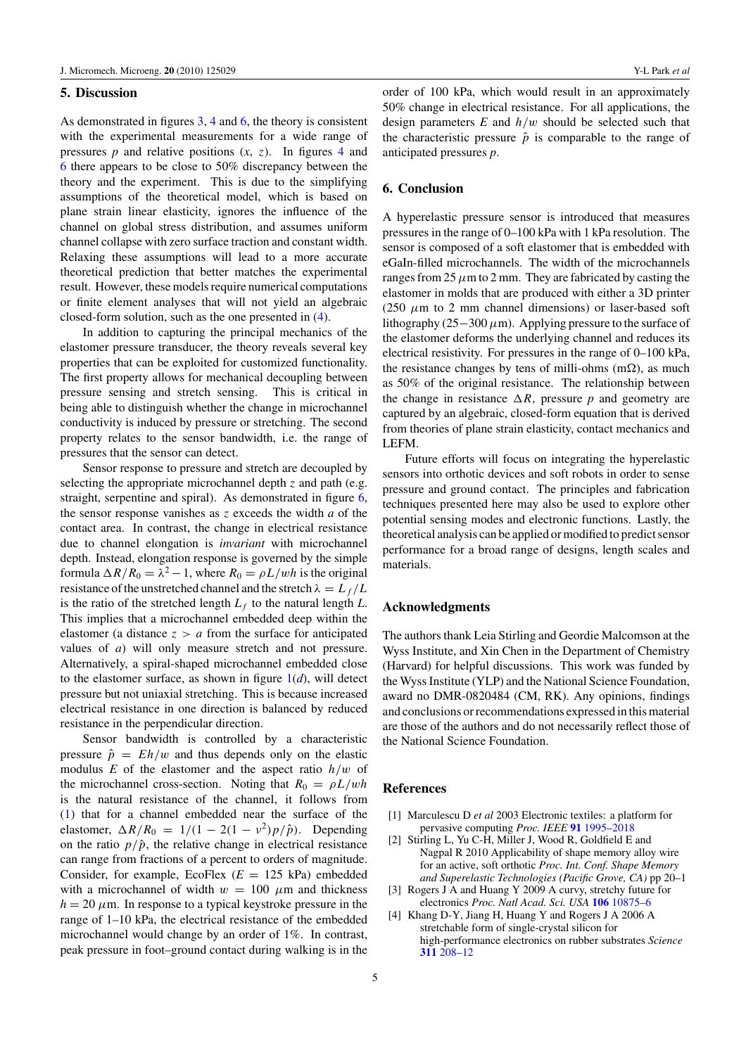## 5. Discussion

As demonstrated in figures 3, 4 and 6, the theory is consistent with the experimental measurements for a wide range of pressures $p$ and relative positions $(x, z)$. In figures 4 and 6 there appears to be close to 50% discrepancy between the theory and the experiment. This is due to the simplifying assumptions of the theoretical model, which is based on plane strain linear elasticity, ignores the influence of the channel on global stress distribution, and assumes uniform channel collapse with zero surface traction and constant width. Relaxing these assumptions will lead to a more accurate theoretical prediction that better matches the experimental result. However, these models require numerical computations or finite element analyses that will not yield an algebraic closed-form solution, such as the one presented in (4).

In addition to capturing the principal mechanics of the elastomer pressure transducer, the theory reveals several key properties that can be exploited for customized functionality. The first property allows for mechanical decoupling between pressure sensing and stretch sensing. This is critical in being able to distinguish whether the change in microchannel conductivity is induced by pressure or stretching. The second property relates to the sensor bandwidth, i.e. the range of pressures that the sensor can detect.

Sensor response to pressure and stretch are decoupled by selecting the appropriate microchannel depth $z$ and path (e.g. straight, serpentine and spiral). As demonstrated in figure 6, the sensor response vanishes as $z$ exceeds the width $a$ of the contact area. In contrast, the change in electrical resistance due to channel elongation is *invariant* with microchannel depth. Instead, elongation response is governed by the simple formula $\Delta R/R_0 = \lambda^2 - 1$, where $R_0 = \rho L/wh$ is the original resistance of the unstretched channel and the stretch $\lambda = L_f/L$ is the ratio of the stretched length $L_f$ to the natural length $L$. This implies that a microchannel embedded deep within the elastomer (a distance $z > a$ from the surface for anticipated values of $a$) will only measure stretch and not pressure. Alternatively, a spiral-shaped microchannel embedded close to the elastomer surface, as shown in figure 1(*d*), will detect pressure but not uniaxial stretching. This is because increased electrical resistance in one direction is balanced by reduced resistance in the perpendicular direction.

Sensor bandwidth is controlled by a characteristic pressure $\hat{p} = Eh/w$ and thus depends only on the elastic modulus $E$ of the elastomer and the aspect ratio $h/w$ of the microchannel cross-section. Noting that $R_0 = \rho L/wh$ is the natural resistance of the channel, it follows from (1) that for a channel embedded near the surface of the elastomer, $\Delta R/R_0 = 1/(1 - 2(1 - \nu^2)p/\hat{p})$. Depending on the ratio $p/\hat{p}$, the relative change in electrical resistance can range from fractions of a percent to orders of magnitude. Consider, for example, EcoFlex ($E = 125$ kPa) embedded with a microchannel of width $w = 100$ $\mu$m and thickness $h = 20$ $\mu$m. In response to a typical keystroke pressure in the range of 1–10 kPa, the electrical resistance of the embedded microchannel would change by an order of 1%. In contrast, peak pressure in foot–ground contact during walking is in the order of 100 kPa, which would result in an approximately 50% change in electrical resistance. For all applications, the design parameters $E$ and $h/w$ should be selected such that the characteristic pressure $\hat{p}$ is comparable to the range of anticipated pressures $p$.

## 6. Conclusion

A hyperelastic pressure sensor is introduced that measures pressures in the range of 0–100 kPa with 1 kPa resolution. The sensor is composed of a soft elastomer that is embedded with eGaIn-filled microchannels. The width of the microchannels ranges from 25 $\mu$m to 2 mm. They are fabricated by casting the elastomer in molds that are produced with either a 3D printer (250 $\mu$m to 2 mm channel dimensions) or laser-based soft lithography (25–300 $\mu$m). Applying pressure to the surface of the elastomer deforms the underlying channel and reduces its electrical resistivity. For pressures in the range of 0–100 kPa, the resistance changes by tens of milli-ohms (m$\Omega$), as much as 50% of the original resistance. The relationship between the change in resistance $\Delta R$, pressure $p$ and geometry are captured by an algebraic, closed-form equation that is derived from theories of plane strain elasticity, contact mechanics and LEFM.

Future efforts will focus on integrating the hyperelastic sensors into orthotic devices and soft robots in order to sense pressure and ground contact. The principles and fabrication techniques presented here may also be used to explore other potential sensing modes and electronic functions. Lastly, the theoretical analysis can be applied or modified to predict sensor performance for a broad range of designs, length scales and materials.

## Acknowledgments

The authors thank Leia Stirling and Geordie Malcomson at the Wyss Institute, and Xin Chen in the Department of Chemistry (Harvard) for helpful discussions. This work was funded by the Wyss Institute (YLP) and the National Science Foundation, award no DMR-0820484 (CM, RK). Any opinions, findings and conclusions or recommendations expressed in this material are those of the authors and do not necessarily reflect those of the National Science Foundation.

## References

[1] Marculescu D *et al* 2003 Electronic textiles: a platform for pervasive computing *Proc. IEEE* **91** 1995–2018

[2] Stirling L, Yu C-H, Miller J, Wood R, Goldfield E and Nagpal R 2010 Applicability of shape memory alloy wire for an active, soft orthotic *Proc. Int. Conf. Shape Memory and Superelastic Technologies (Pacific Grove, CA)* pp 20–1

[3] Rogers J A and Huang Y 2009 A curvy, stretchy future for electronics *Proc. Natl Acad. Sci. USA* **106** 10875–6

[4] Khang D-Y, Jiang H, Huang Y and Rogers J A 2006 A stretchable form of single-crystal silicon for high-performance electronics on rubber substrates *Science* **311** 208–12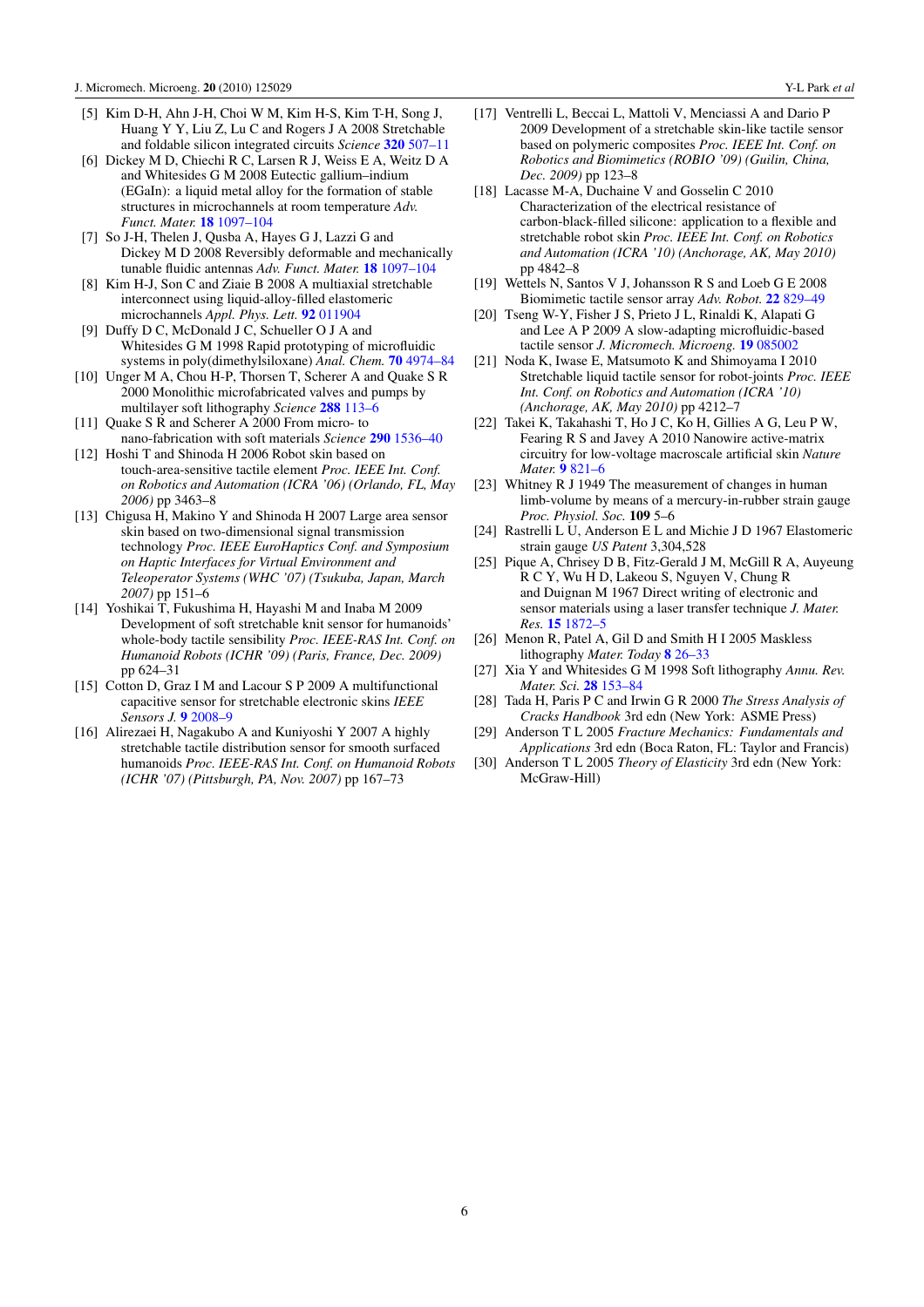[5] Kim D-H, Ahn J-H, Choi W M, Kim H-S, Kim T-H, Song J, Huang Y Y, Liu Z, Lu C and Rogers J A 2008 Stretchable and foldable silicon integrated circuits *Science* **320** 507–11

[6] Dickey M D, Chiechi R C, Larsen R J, Weiss E A, Weitz D A and Whitesides G M 2008 Eutectic gallium–indium (EGaIn): a liquid metal alloy for the formation of stable structures in microchannels at room temperature *Adv. Funct. Mater.* **18** 1097–104

[7] So J-H, Thelen J, Qusba A, Hayes G J, Lazzi G and Dickey M D 2008 Reversibly deformable and mechanically tunable fluidic antennas *Adv. Funct. Mater.* **18** 1097–104

[8] Kim H-J, Son C and Ziaie B 2008 A multiaxial stretchable interconnect using liquid-alloy-filled elastomeric microchannels *Appl. Phys. Lett.* **92** 011904

[9] Duffy D C, McDonald J C, Schueller O J A and Whitesides G M 1998 Rapid prototyping of microfluidic systems in poly(dimethylsiloxane) *Anal. Chem.* **70** 4974–84

[10] Unger M A, Chou H-P, Thorsen T, Scherer A and Quake S R 2000 Monolithic microfabricated valves and pumps by multilayer soft lithography *Science* **288** 113–6

[11] Quake S R and Scherer A 2000 From micro- to nano-fabrication with soft materials *Science* **290** 1536–40

[12] Hoshi T and Shinoda H 2006 Robot skin based on touch-area-sensitive tactile element *Proc. IEEE Int. Conf. on Robotics and Automation (ICRA '06) (Orlando, FL, May 2006)* pp 3463–8

[13] Chigusa H, Makino Y and Shinoda H 2007 Large area sensor skin based on two-dimensional signal transmission technology *Proc. IEEE EuroHaptics Conf. and Symposium on Haptic Interfaces for Virtual Environment and Teleoperator Systems (WHC '07) (Tsukuba, Japan, March 2007)* pp 151–6

[14] Yoshikai T, Fukushima H, Hayashi M and Inaba M 2009 Development of soft stretchable knit sensor for humanoids' whole-body tactile sensibility *Proc. IEEE-RAS Int. Conf. on Humanoid Robots (ICHR '09) (Paris, France, Dec. 2009)* pp 624–31

[15] Cotton D, Graz I M and Lacour S P 2009 A multifunctional capacitive sensor for stretchable electronic skins *IEEE Sensors J.* **9** 2008–9

[16] Alirezaei H, Nagakubo A and Kuniyoshi Y 2007 A highly stretchable tactile distribution sensor for smooth surfaced humanoids *Proc. IEEE-RAS Int. Conf. on Humanoid Robots (ICHR '07) (Pittsburgh, PA, Nov. 2007)* pp 167–73

[17] Ventrelli L, Beccai L, Mattoli V, Menciassi A and Dario P 2009 Development of a stretchable skin-like tactile sensor based on polymeric composites *Proc. IEEE Int. Conf. on Robotics and Biomimetics (ROBIO '09) (Guilin, China, Dec. 2009)* pp 123–8

[18] Lacasse M-A, Duchaine V and Gosselin C 2010 Characterization of the electrical resistance of carbon-black-filled silicone: application to a flexible and stretchable robot skin *Proc. IEEE Int. Conf. on Robotics and Automation (ICRA '10) (Anchorage, AK, May 2010)* pp 4842–8

[19] Wettels N, Santos V J, Johansson R S and Loeb G E 2008 Biomimetic tactile sensor array *Adv. Robot.* **22** 829–49

[20] Tseng W-Y, Fisher J S, Prieto J L, Rinaldi K, Alapati G and Lee A P 2009 A slow-adapting microfluidic-based tactile sensor *J. Micromech. Microeng.* **19** 085002

[21] Noda K, Iwase E, Matsumoto K and Shimoyama I 2010 Stretchable liquid tactile sensor for robot-joints *Proc. IEEE Int. Conf. on Robotics and Automation (ICRA '10) (Anchorage, AK, May 2010)* pp 4212–7

[22] Takei K, Takahashi T, Ho J C, Ko H, Gillies A G, Leu P W, Fearing R S and Javey A 2010 Nanowire active-matrix circuitry for low-voltage macroscale artificial skin *Nature Mater.* **9** 821–6

[23] Whitney R J 1949 The measurement of changes in human limb-volume by means of a mercury-in-rubber strain gauge *Proc. Physiol. Soc.* **109** 5–6

[24] Rastrelli L U, Anderson E L and Michie J D 1967 Elastomeric strain gauge *US Patent* 3,304,528

[25] Pique A, Chrisey D B, Fitz-Gerald J M, McGill R A, Auyeung R C Y, Wu H D, Lakeou S, Nguyen V, Chung R and Duignan M 1967 Direct writing of electronic and sensor materials using a laser transfer technique *J. Mater. Res.* **15** 1872–5

[26] Menon R, Patel A, Gil D and Smith H I 2005 Maskless lithography *Mater. Today* **8** 26–33

[27] Xia Y and Whitesides G M 1998 Soft lithography *Annu. Rev. Mater. Sci.* **28** 153–84

[28] Tada H, Paris P C and Irwin G R 2000 *The Stress Analysis of Cracks Handbook* 3rd edn (New York: ASME Press)

[29] Anderson T L 2005 *Fracture Mechanics: Fundamentals and Applications* 3rd edn (Boca Raton, FL: Taylor and Francis)

[30] Anderson T L 2005 *Theory of Elasticity* 3rd edn (New York: McGraw-Hill)